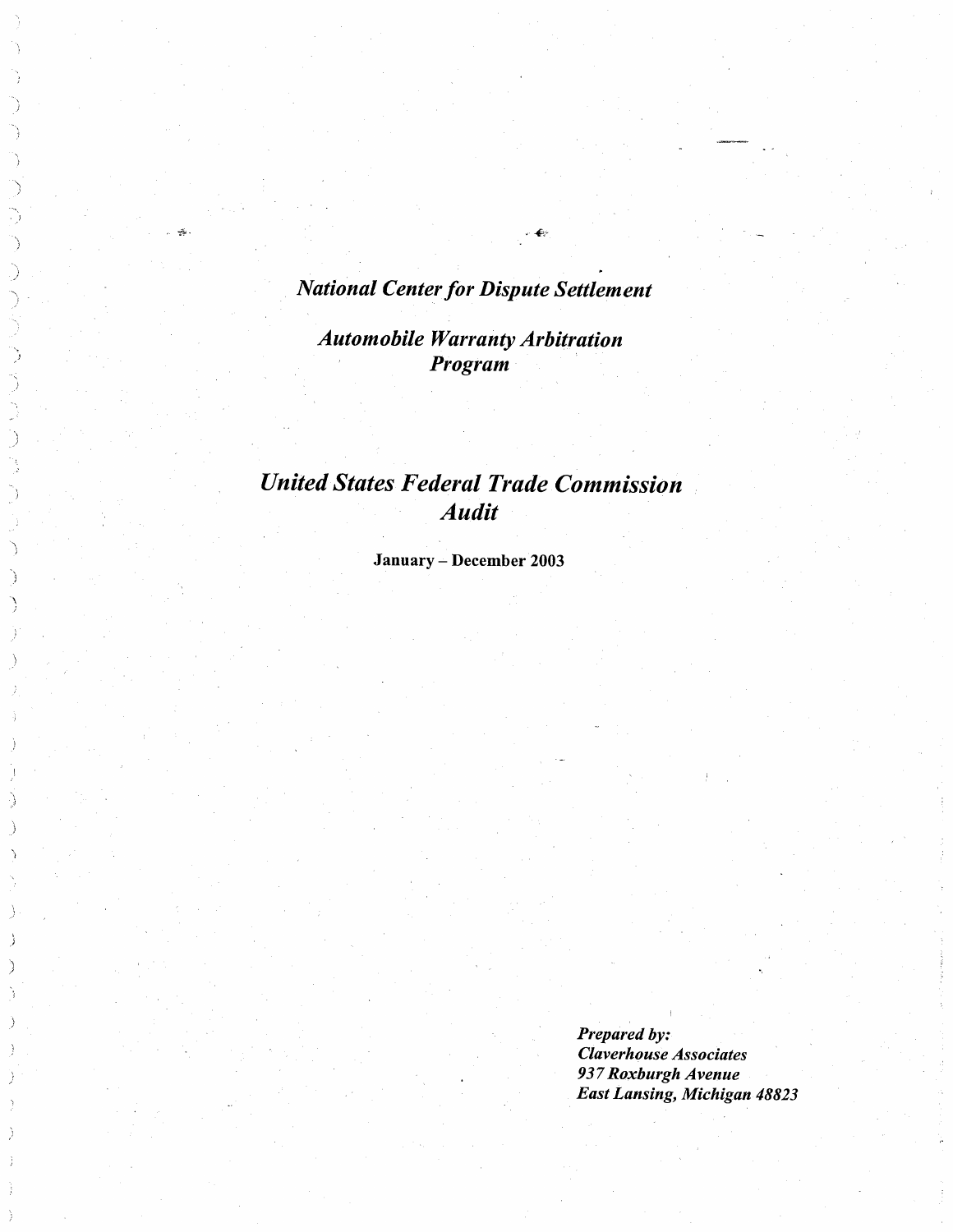# *National Center for Dispute Settlement*

## *Automobile Warranty Arbitration Program*

# *United States Federal Trade Commission Audit*

**January – December 2003**

***Prepared by:***
***Claverhouse Associates***
***937 Roxburgh Avenue***
***East Lansing, Michigan 48823***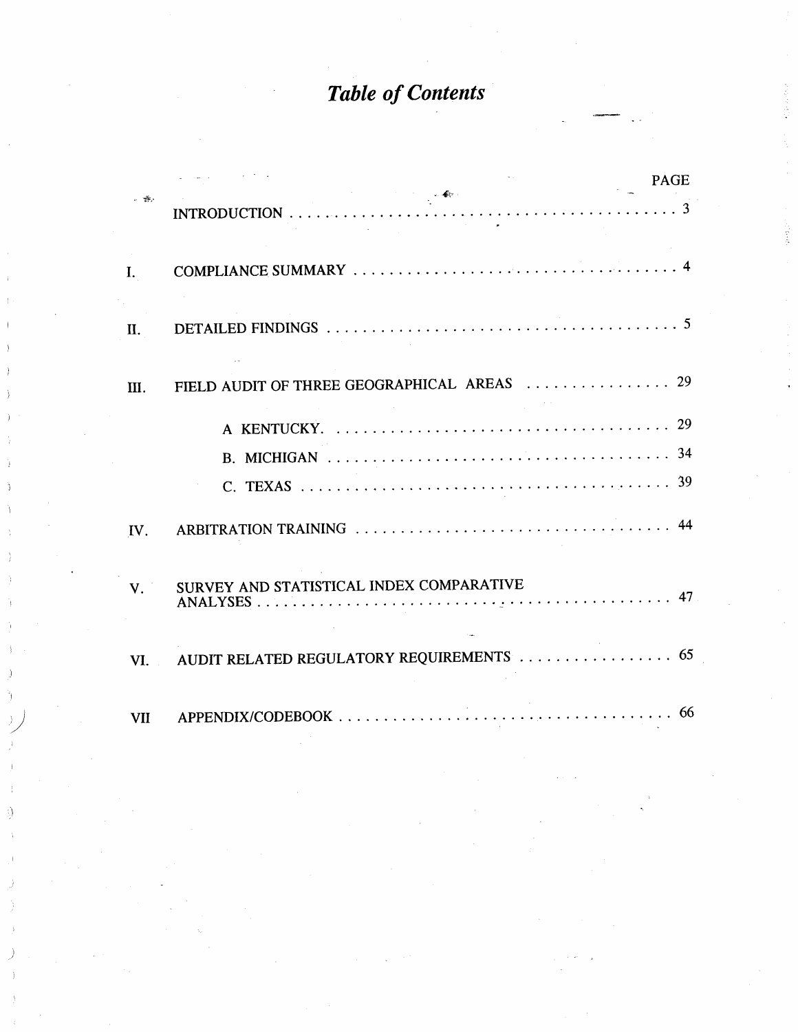# *Table of Contents*

| | | PAGE |
|---|---|---|
| | INTRODUCTION | 3 |
| I. | COMPLIANCE SUMMARY | 4 |
| II. | DETAILED FINDINGS | 5 |
| III. | FIELD AUDIT OF THREE GEOGRAPHICAL AREAS | 29 |
| | A KENTUCKY. | 29 |
| | B. MICHIGAN | 34 |
| | C. TEXAS | 39 |
| IV. | ARBITRATION TRAINING | 44 |
| V. | SURVEY AND STATISTICAL INDEX COMPARATIVE ANALYSES | 47 |
| VI. | AUDIT RELATED REGULATORY REQUIREMENTS | 65 |
| VII | APPENDIX/CODEBOOK | 66 |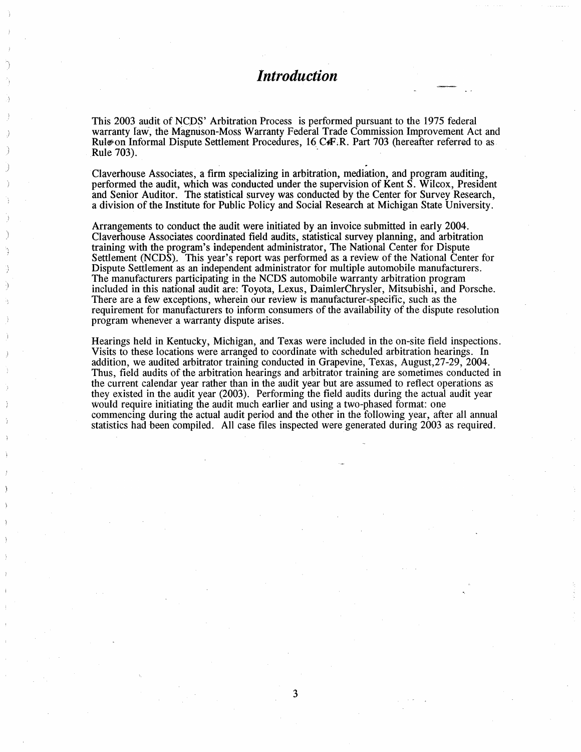# *Introduction*

This 2003 audit of NCDS' Arbitration Process is performed pursuant to the 1975 federal warranty law, the Magnuson-Moss Warranty Federal Trade Commission Improvement Act and Rule on Informal Dispute Settlement Procedures, 16 C.F.R. Part 703 (hereafter referred to as Rule 703).

Claverhouse Associates, a firm specializing in arbitration, mediation, and program auditing, performed the audit, which was conducted under the supervision of Kent S. Wilcox, President and Senior Auditor. The statistical survey was conducted by the Center for Survey Research, a division of the Institute for Public Policy and Social Research at Michigan State University.

Arrangements to conduct the audit were initiated by an invoice submitted in early 2004. Claverhouse Associates coordinated field audits, statistical survey planning, and arbitration training with the program's independent administrator, The National Center for Dispute Settlement (NCDS). This year's report was performed as a review of the National Center for Dispute Settlement as an independent administrator for multiple automobile manufacturers. The manufacturers participating in the NCDS automobile warranty arbitration program included in this national audit are: Toyota, Lexus, DaimlerChrysler, Mitsubishi, and Porsche. There are a few exceptions, wherein our review is manufacturer-specific, such as the requirement for manufacturers to inform consumers of the availability of the dispute resolution program whenever a warranty dispute arises.

Hearings held in Kentucky, Michigan, and Texas were included in the on-site field inspections. Visits to these locations were arranged to coordinate with scheduled arbitration hearings. In addition, we audited arbitrator training conducted in Grapevine, Texas, August,27-29, 2004. Thus, field audits of the arbitration hearings and arbitrator training are sometimes conducted in the current calendar year rather than in the audit year but are assumed to reflect operations as they existed in the audit year (2003). Performing the field audits during the actual audit year would require initiating the audit much earlier and using a two-phased format: one commencing during the actual audit period and the other in the following year, after all annual statistics had been compiled. All case files inspected were generated during 2003 as required.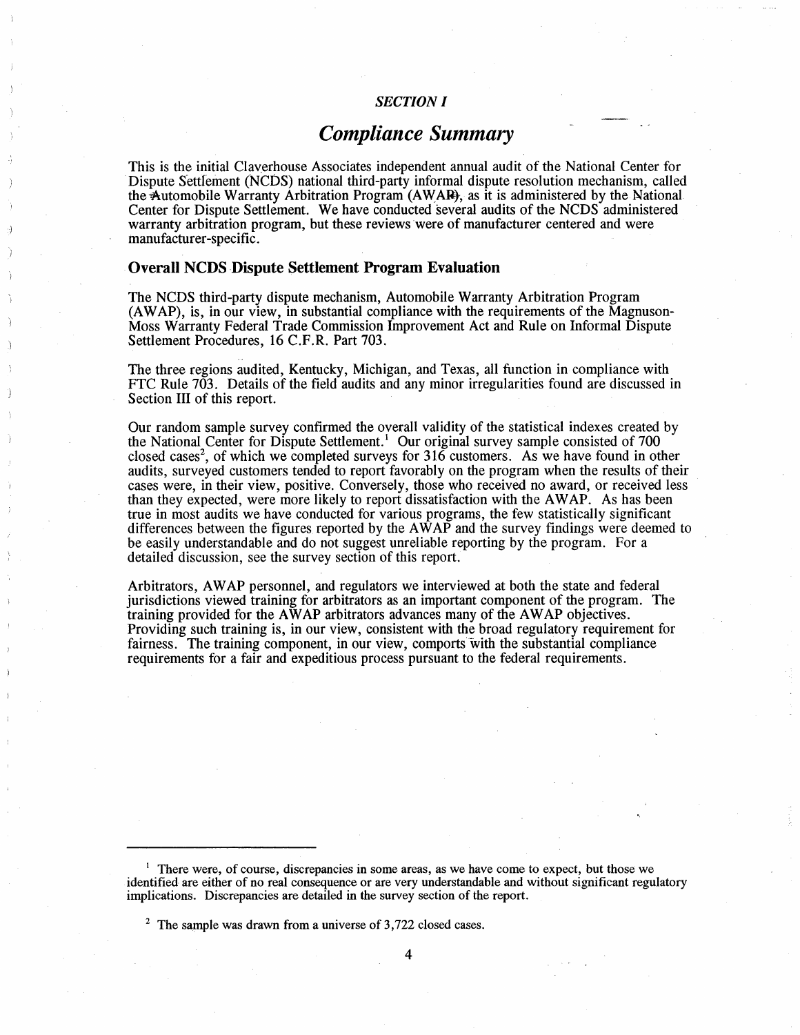*SECTION I*

# *Compliance Summary*

This is the initial Claverhouse Associates independent annual audit of the National Center for Dispute Settlement (NCDS) national third-party informal dispute resolution mechanism, called the Automobile Warranty Arbitration Program (AWAP), as it is administered by the National Center for Dispute Settlement. We have conducted several audits of the NCDS administered warranty arbitration program, but these reviews were of manufacturer centered and were manufacturer-specific.

## Overall NCDS Dispute Settlement Program Evaluation

The NCDS third-party dispute mechanism, Automobile Warranty Arbitration Program (AWAP), is, in our view, in substantial compliance with the requirements of the Magnuson-Moss Warranty Federal Trade Commission Improvement Act and Rule on Informal Dispute Settlement Procedures, 16 C.F.R. Part 703.

The three regions audited, Kentucky, Michigan, and Texas, all function in compliance with FTC Rule 703. Details of the field audits and any minor irregularities found are discussed in Section III of this report.

Our random sample survey confirmed the overall validity of the statistical indexes created by the National Center for Dispute Settlement.[1] Our original survey sample consisted of 700 closed cases[2], of which we completed surveys for 316 customers. As we have found in other audits, surveyed customers tended to report favorably on the program when the results of their cases were, in their view, positive. Conversely, those who received no award, or received less than they expected, were more likely to report dissatisfaction with the AWAP. As has been true in most audits we have conducted for various programs, the few statistically significant differences between the figures reported by the AWAP and the survey findings were deemed to be easily understandable and do not suggest unreliable reporting by the program. For a detailed discussion, see the survey section of this report.

Arbitrators, AWAP personnel, and regulators we interviewed at both the state and federal jurisdictions viewed training for arbitrators as an important component of the program. The training provided for the AWAP arbitrators advances many of the AWAP objectives. Providing such training is, in our view, consistent with the broad regulatory requirement for fairness. The training component, in our view, comports with the substantial compliance requirements for a fair and expeditious process pursuant to the federal requirements.

---

[1] There were, of course, discrepancies in some areas, as we have come to expect, but those we identified are either of no real consequence or are very understandable and without significant regulatory implications. Discrepancies are detailed in the survey section of the report.

[2] The sample was drawn from a universe of 3,722 closed cases.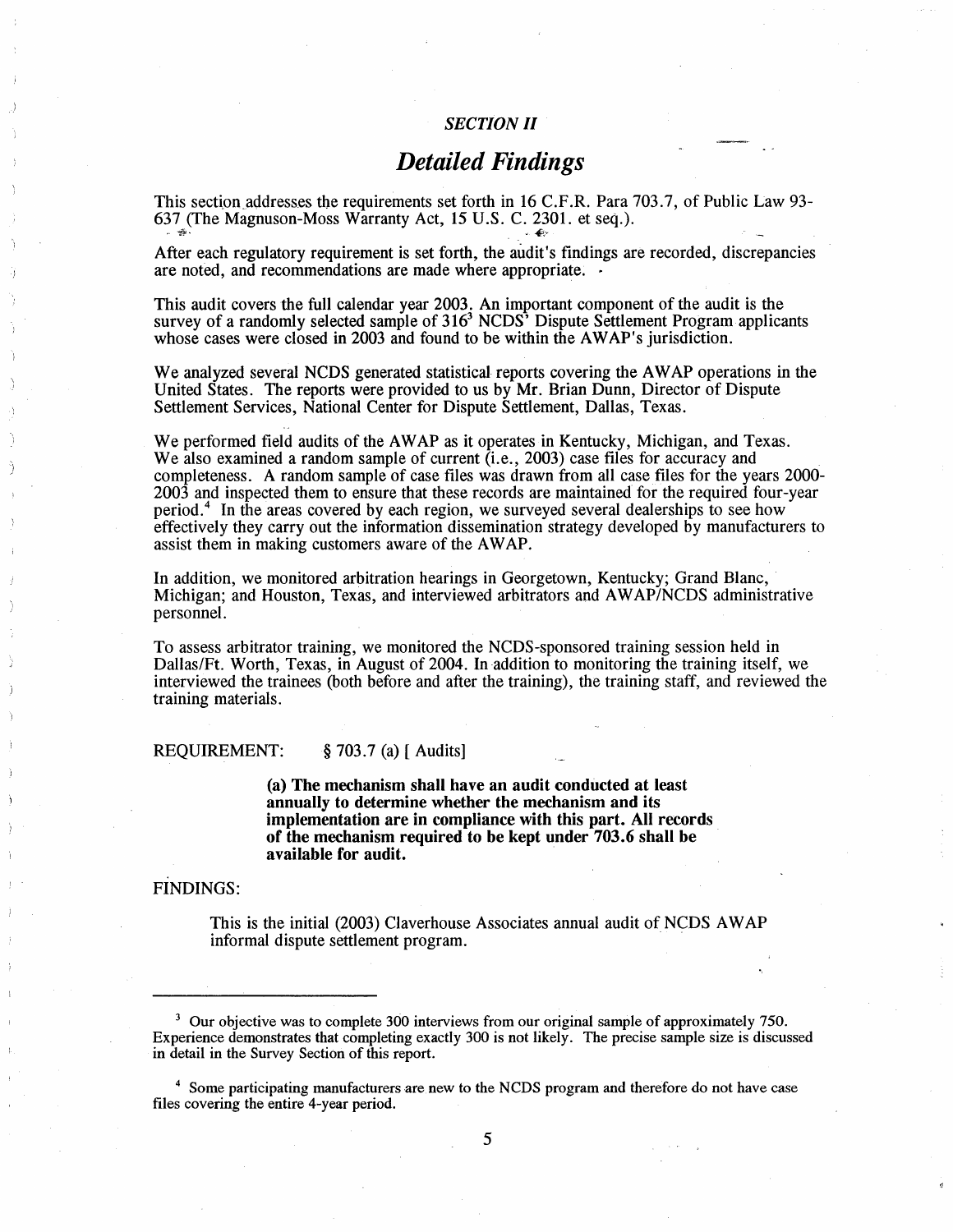*SECTION II*

# *Detailed Findings*

This section addresses the requirements set forth in 16 C.F.R. Para 703.7, of Public Law 93-637 (The Magnuson-Moss Warranty Act, 15 U.S. C. 2301. et seq.).

After each regulatory requirement is set forth, the audit's findings are recorded, discrepancies are noted, and recommendations are made where appropriate.

This audit covers the full calendar year 2003. An important component of the audit is the survey of a randomly selected sample of 316[3] NCDS' Dispute Settlement Program applicants whose cases were closed in 2003 and found to be within the AWAP's jurisdiction.

We analyzed several NCDS generated statistical reports covering the AWAP operations in the United States. The reports were provided to us by Mr. Brian Dunn, Director of Dispute Settlement Services, National Center for Dispute Settlement, Dallas, Texas.

We performed field audits of the AWAP as it operates in Kentucky, Michigan, and Texas. We also examined a random sample of current (i.e., 2003) case files for accuracy and completeness. A random sample of case files was drawn from all case files for the years 2000-2003 and inspected them to ensure that these records are maintained for the required four-year period.[4] In the areas covered by each region, we surveyed several dealerships to see how effectively they carry out the information dissemination strategy developed by manufacturers to assist them in making customers aware of the AWAP.

In addition, we monitored arbitration hearings in Georgetown, Kentucky; Grand Blanc, Michigan; and Houston, Texas, and interviewed arbitrators and AWAP/NCDS administrative personnel.

To assess arbitrator training, we monitored the NCDS-sponsored training session held in Dallas/Ft. Worth, Texas, in August of 2004. In addition to monitoring the training itself, we interviewed the trainees (both before and after the training), the training staff, and reviewed the training materials.

REQUIREMENT: § 703.7 (a) [ Audits]

> **(a) The mechanism shall have an audit conducted at least annually to determine whether the mechanism and its implementation are in compliance with this part. All records of the mechanism required to be kept under 703.6 shall be available for audit.**

FINDINGS:

> This is the initial (2003) Claverhouse Associates annual audit of NCDS AWAP informal dispute settlement program.

---

[3] Our objective was to complete 300 interviews from our original sample of approximately 750. Experience demonstrates that completing exactly 300 is not likely. The precise sample size is discussed in detail in the Survey Section of this report.

[4] Some participating manufacturers are new to the NCDS program and therefore do not have case files covering the entire 4-year period.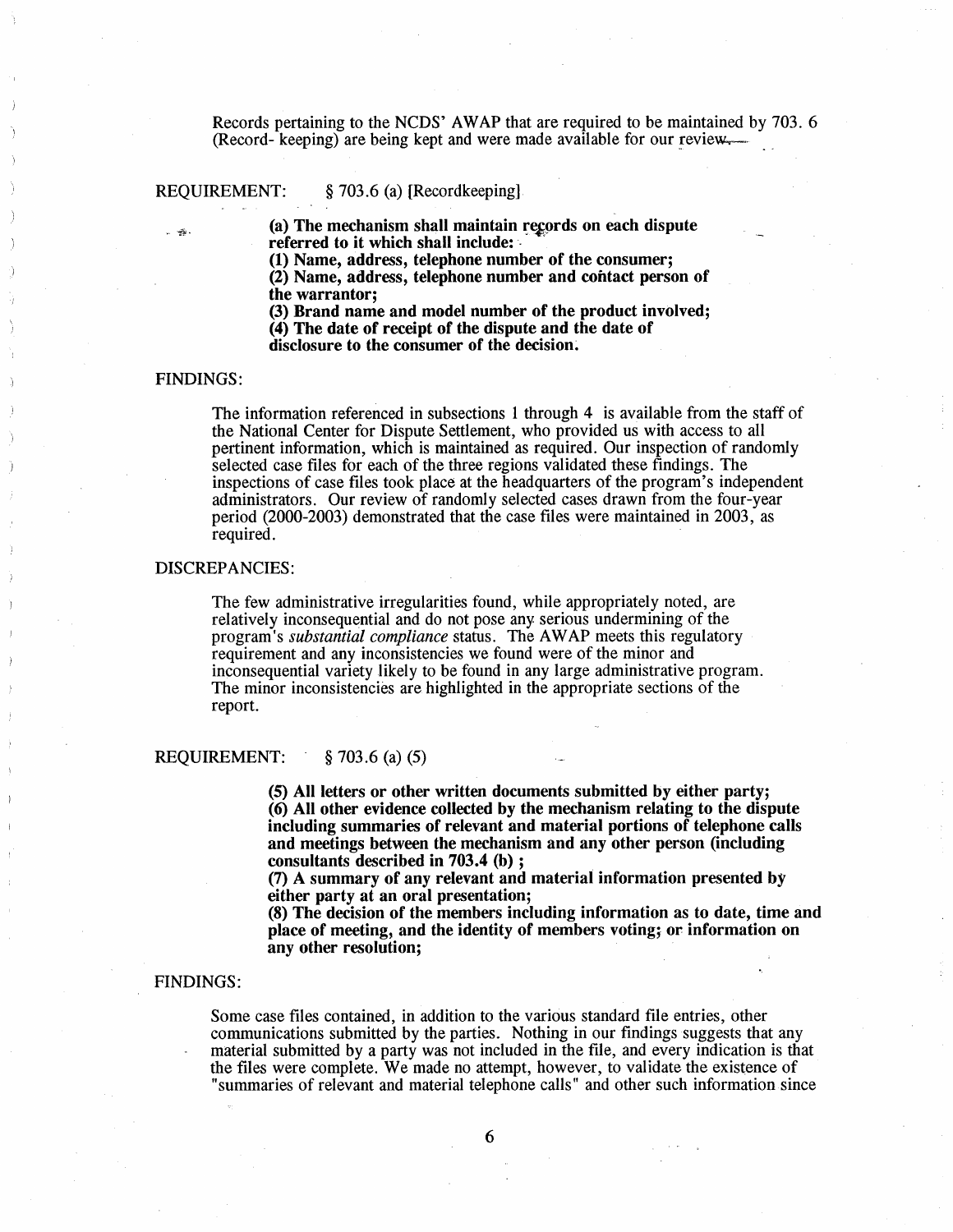Records pertaining to the NCDS' AWAP that are required to be maintained by 703. 6 (Record- keeping) are being kept and were made available for our review.

REQUIREMENT: § 703.6 (a) [Recordkeeping]

> **(a) The mechanism shall maintain records on each dispute referred to it which shall include:**
> **(1) Name, address, telephone number of the consumer;**
> **(2) Name, address, telephone number and contact person of the warrantor;**
> **(3) Brand name and model number of the product involved;**
> **(4) The date of receipt of the dispute and the date of disclosure to the consumer of the decision.**

FINDINGS:

The information referenced in subsections 1 through 4 is available from the staff of the National Center for Dispute Settlement, who provided us with access to all pertinent information, which is maintained as required. Our inspection of randomly selected case files for each of the three regions validated these findings. The inspections of case files took place at the headquarters of the program's independent administrators. Our review of randomly selected cases drawn from the four-year period (2000-2003) demonstrated that the case files were maintained in 2003, as required.

DISCREPANCIES:

The few administrative irregularities found, while appropriately noted, are relatively inconsequential and do not pose any serious undermining of the program's *substantial compliance* status. The AWAP meets this regulatory requirement and any inconsistencies we found were of the minor and inconsequential variety likely to be found in any large administrative program. The minor inconsistencies are highlighted in the appropriate sections of the report.

REQUIREMENT: § 703.6 (a) (5)

> **(5) All letters or other written documents submitted by either party;**
> **(6) All other evidence collected by the mechanism relating to the dispute including summaries of relevant and material portions of telephone calls and meetings between the mechanism and any other person (including consultants described in 703.4 (b) ;**
> **(7) A summary of any relevant and material information presented by either party at an oral presentation;**
> **(8) The decision of the members including information as to date, time and place of meeting, and the identity of members voting; or information on any other resolution;**

FINDINGS:

Some case files contained, in addition to the various standard file entries, other communications submitted by the parties. Nothing in our findings suggests that any material submitted by a party was not included in the file, and every indication is that the files were complete. We made no attempt, however, to validate the existence of "summaries of relevant and material telephone calls" and other such information since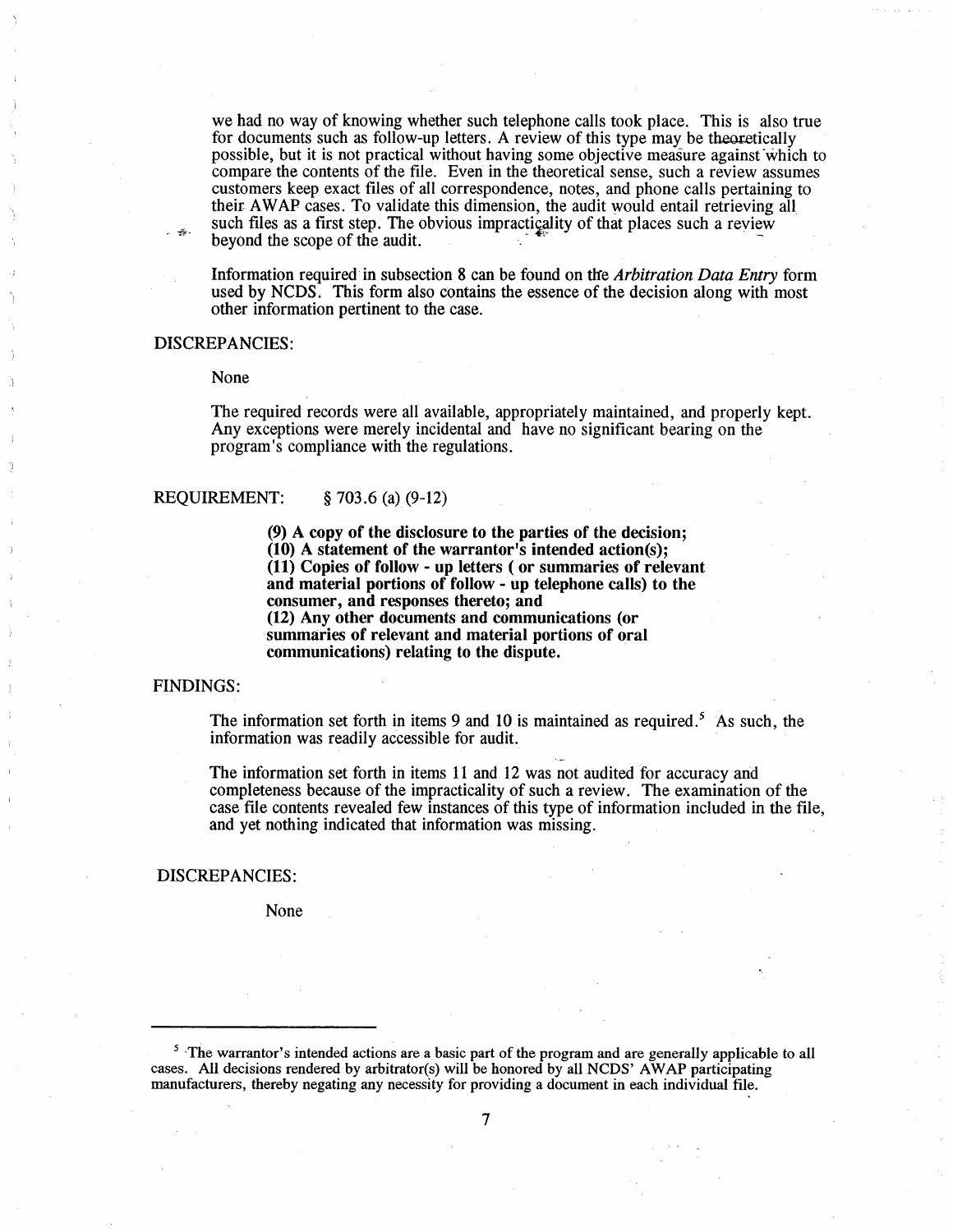we had no way of knowing whether such telephone calls took place. This is also true for documents such as follow-up letters. A review of this type may be theoretically possible, but it is not practical without having some objective measure against which to compare the contents of the file. Even in the theoretical sense, such a review assumes customers keep exact files of all correspondence, notes, and phone calls pertaining to their AWAP cases. To validate this dimension, the audit would entail retrieving all such files as a first step. The obvious impracticality of that places such a review beyond the scope of the audit.

Information required in subsection 8 can be found on the *Arbitration Data Entry* form used by NCDS. This form also contains the essence of the decision along with most other information pertinent to the case.

DISCREPANCIES:

None

The required records were all available, appropriately maintained, and properly kept. Any exceptions were merely incidental and have no significant bearing on the program's compliance with the regulations.

REQUIREMENT: § 703.6 (a) (9-12)

**(9) A copy of the disclosure to the parties of the decision;**
**(10) A statement of the warrantor's intended action(s);**
**(11) Copies of follow - up letters ( or summaries of relevant and material portions of follow - up telephone calls) to the consumer, and responses thereto; and**
**(12) Any other documents and communications (or summaries of relevant and material portions of oral communications) relating to the dispute.**

FINDINGS:

The information set forth in items 9 and 10 is maintained as required.[5] As such, the information was readily accessible for audit.

The information set forth in items 11 and 12 was not audited for accuracy and completeness because of the impracticality of such a review. The examination of the case file contents revealed few instances of this type of information included in the file, and yet nothing indicated that information was missing.

DISCREPANCIES:

None

---

[5] The warrantor's intended actions are a basic part of the program and are generally applicable to all cases. All decisions rendered by arbitrator(s) will be honored by all NCDS' AWAP participating manufacturers, thereby negating any necessity for providing a document in each individual file.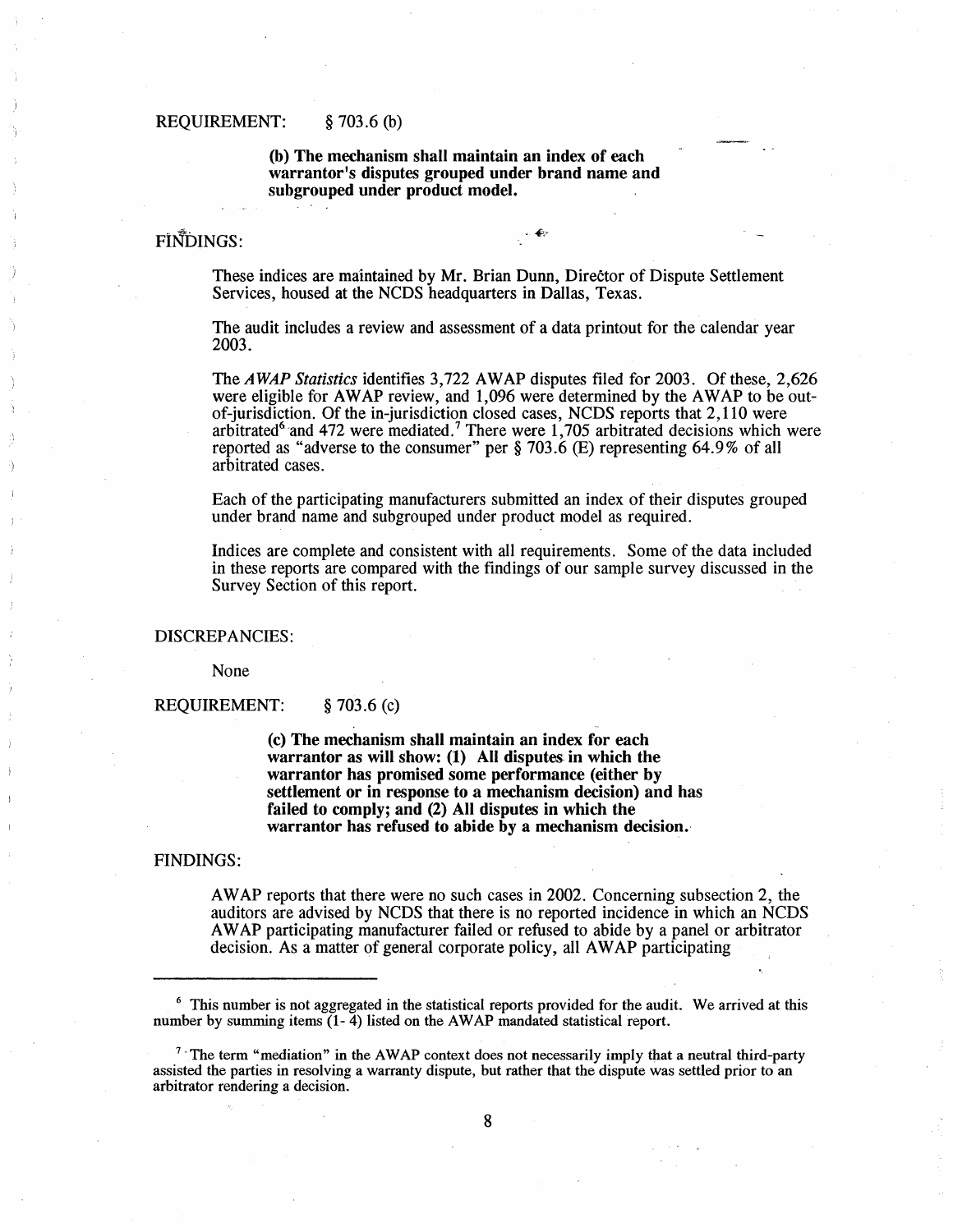REQUIREMENT: § 703.6 (b)

**(b) The mechanism shall maintain an index of each warrantor's disputes grouped under brand name and subgrouped under product model.**

FINDINGS:

These indices are maintained by Mr. Brian Dunn, Director of Dispute Settlement Services, housed at the NCDS headquarters in Dallas, Texas.

The audit includes a review and assessment of a data printout for the calendar year 2003.

The *AWAP Statistics* identifies 3,722 AWAP disputes filed for 2003. Of these, 2,626 were eligible for AWAP review, and 1,096 were determined by the AWAP to be out-of-jurisdiction. Of the in-jurisdiction closed cases, NCDS reports that 2,110 were arbitrated[6] and 472 were mediated.[7] There were 1,705 arbitrated decisions which were reported as "adverse to the consumer" per § 703.6 (E) representing 64.9% of all arbitrated cases.

Each of the participating manufacturers submitted an index of their disputes grouped under brand name and subgrouped under product model as required.

Indices are complete and consistent with all requirements. Some of the data included in these reports are compared with the findings of our sample survey discussed in the Survey Section of this report.

DISCREPANCIES:

None

REQUIREMENT: § 703.6 (c)

**(c) The mechanism shall maintain an index for each warrantor as will show: (1) All disputes in which the warrantor has promised some performance (either by settlement or in response to a mechanism decision) and has failed to comply; and (2) All disputes in which the warrantor has refused to abide by a mechanism decision.**

FINDINGS:

AWAP reports that there were no such cases in 2002. Concerning subsection 2, the auditors are advised by NCDS that there is no reported incidence in which an NCDS AWAP participating manufacturer failed or refused to abide by a panel or arbitrator decision. As a matter of general corporate policy, all AWAP participating

---

[6] This number is not aggregated in the statistical reports provided for the audit. We arrived at this number by summing items (1- 4) listed on the AWAP mandated statistical report.

[7] The term "mediation" in the AWAP context does not necessarily imply that a neutral third-party assisted the parties in resolving a warranty dispute, but rather that the dispute was settled prior to an arbitrator rendering a decision.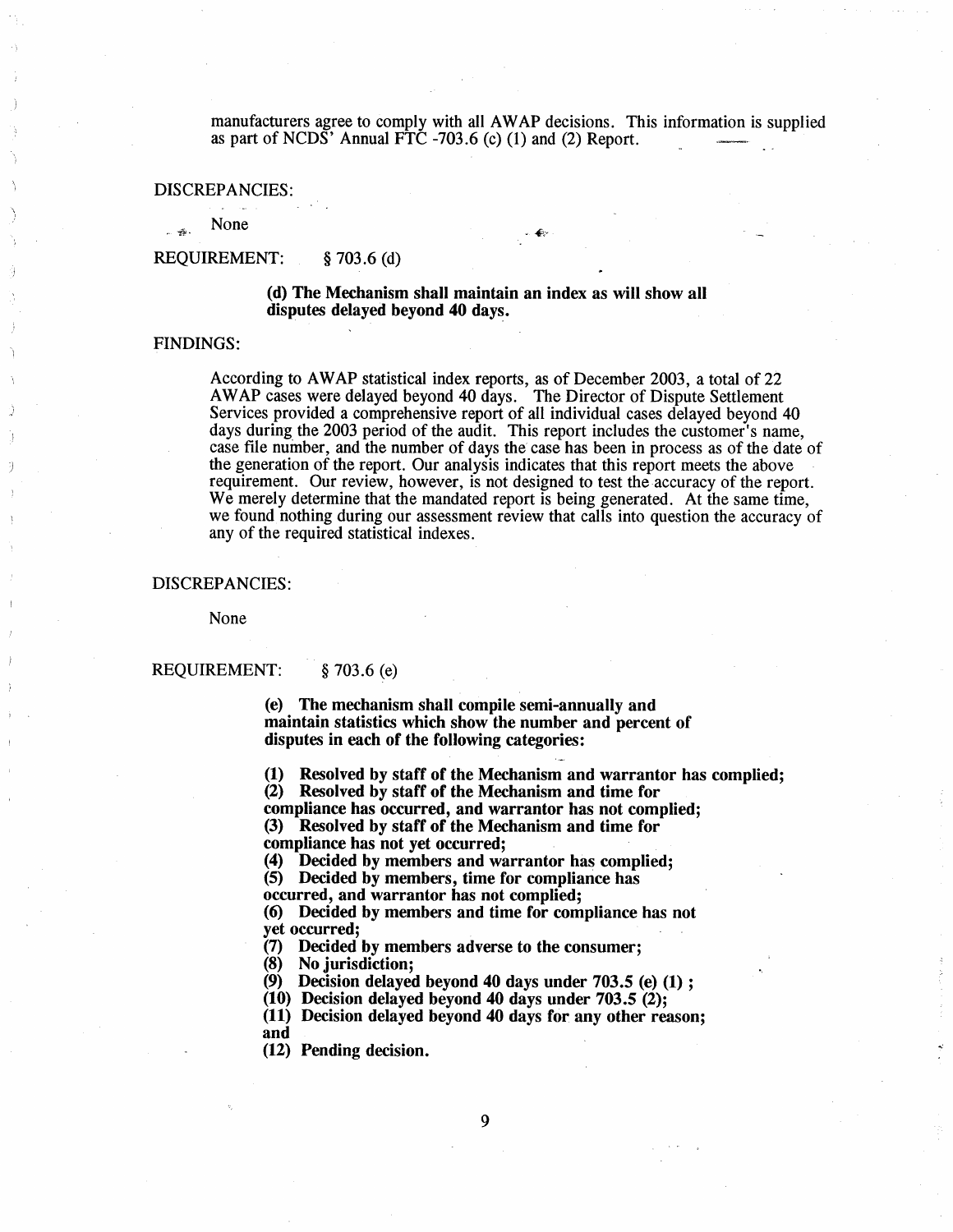manufacturers agree to comply with all AWAP decisions. This information is supplied as part of NCDS' Annual FTC -703.6 (c) (1) and (2) Report.

DISCREPANCIES:

None

REQUIREMENT: § 703.6 (d)

**(d) The Mechanism shall maintain an index as will show all disputes delayed beyond 40 days.**

FINDINGS:

According to AWAP statistical index reports, as of December 2003, a total of 22 AWAP cases were delayed beyond 40 days. The Director of Dispute Settlement Services provided a comprehensive report of all individual cases delayed beyond 40 days during the 2003 period of the audit. This report includes the customer's name, case file number, and the number of days the case has been in process as of the date of the generation of the report. Our analysis indicates that this report meets the above requirement. Our review, however, is not designed to test the accuracy of the report. We merely determine that the mandated report is being generated. At the same time, we found nothing during our assessment review that calls into question the accuracy of any of the required statistical indexes.

DISCREPANCIES:

None

REQUIREMENT: § 703.6 (e)

**(e) The mechanism shall compile semi-annually and maintain statistics which show the number and percent of disputes in each of the following categories:**

**(1) Resolved by staff of the Mechanism and warrantor has complied;**
**(2) Resolved by staff of the Mechanism and time for compliance has occurred, and warrantor has not complied;**
**(3) Resolved by staff of the Mechanism and time for compliance has not yet occurred;**
**(4) Decided by members and warrantor has complied;**
**(5) Decided by members, time for compliance has occurred, and warrantor has not complied;**
**(6) Decided by members and time for compliance has not yet occurred;**
**(7) Decided by members adverse to the consumer;**
**(8) No jurisdiction;**
**(9) Decision delayed beyond 40 days under 703.5 (e) (1) ;**
**(10) Decision delayed beyond 40 days under 703.5 (2);**
**(11) Decision delayed beyond 40 days for any other reason; and**
**(12) Pending decision.**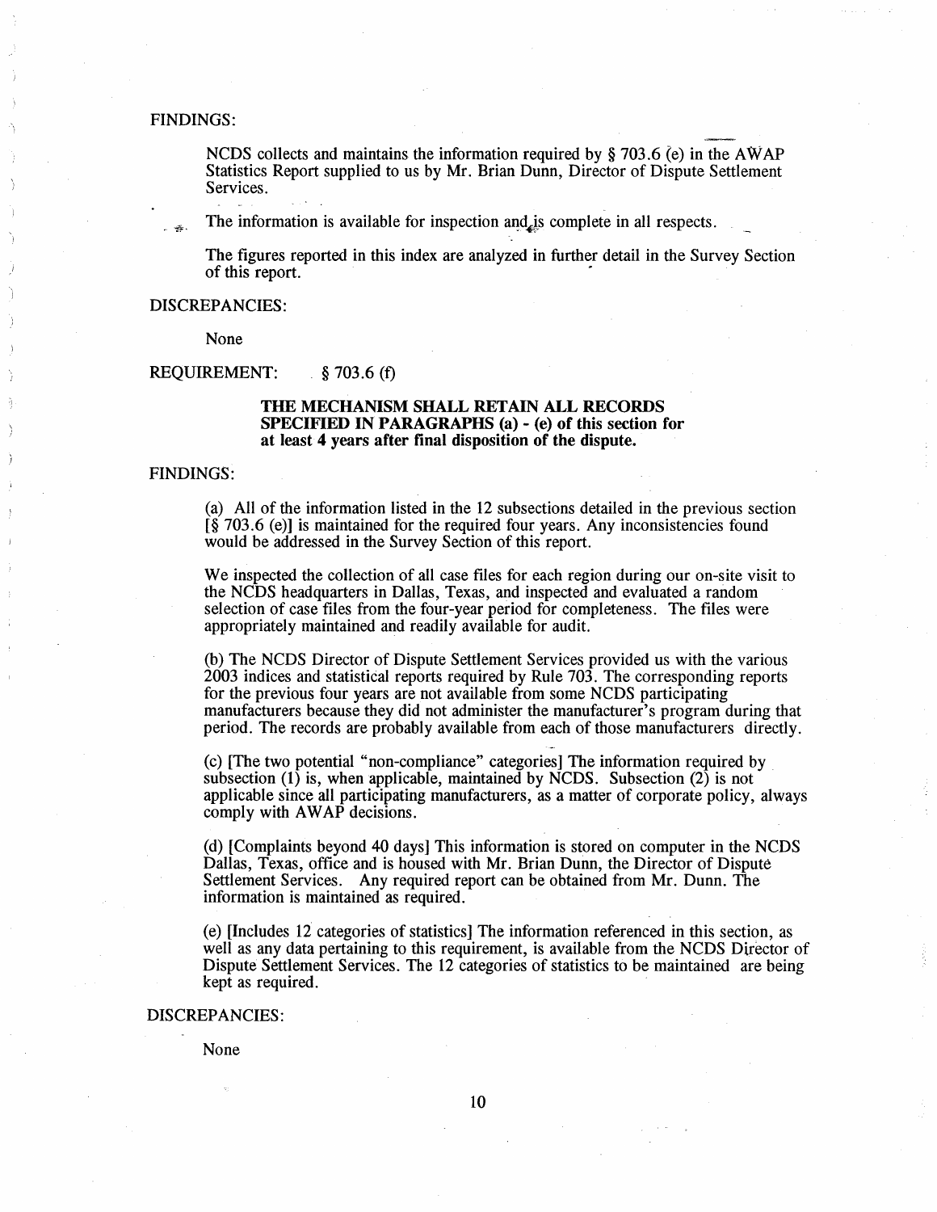FINDINGS:

NCDS collects and maintains the information required by § 703.6 (e) in the AWAP Statistics Report supplied to us by Mr. Brian Dunn, Director of Dispute Settlement Services.

The information is available for inspection and is complete in all respects.

The figures reported in this index are analyzed in further detail in the Survey Section of this report.

DISCREPANCIES:

None

REQUIREMENT: § 703.6 (f)

**THE MECHANISM SHALL RETAIN ALL RECORDS SPECIFIED IN PARAGRAPHS (a) - (e) of this section for at least 4 years after final disposition of the dispute.**

FINDINGS:

(a) All of the information listed in the 12 subsections detailed in the previous section [§ 703.6 (e)] is maintained for the required four years. Any inconsistencies found would be addressed in the Survey Section of this report.

We inspected the collection of all case files for each region during our on-site visit to the NCDS headquarters in Dallas, Texas, and inspected and evaluated a random selection of case files from the four-year period for completeness. The files were appropriately maintained and readily available for audit.

(b) The NCDS Director of Dispute Settlement Services provided us with the various 2003 indices and statistical reports required by Rule 703. The corresponding reports for the previous four years are not available from some NCDS participating manufacturers because they did not administer the manufacturer's program during that period. The records are probably available from each of those manufacturers directly.

(c) [The two potential "non-compliance" categories] The information required by subsection (1) is, when applicable, maintained by NCDS. Subsection (2) is not applicable since all participating manufacturers, as a matter of corporate policy, always comply with AWAP decisions.

(d) [Complaints beyond 40 days] This information is stored on computer in the NCDS Dallas, Texas, office and is housed with Mr. Brian Dunn, the Director of Dispute Settlement Services. Any required report can be obtained from Mr. Dunn. The information is maintained as required.

(e) [Includes 12 categories of statistics] The information referenced in this section, as well as any data pertaining to this requirement, is available from the NCDS Director of Dispute Settlement Services. The 12 categories of statistics to be maintained are being kept as required.

DISCREPANCIES:

None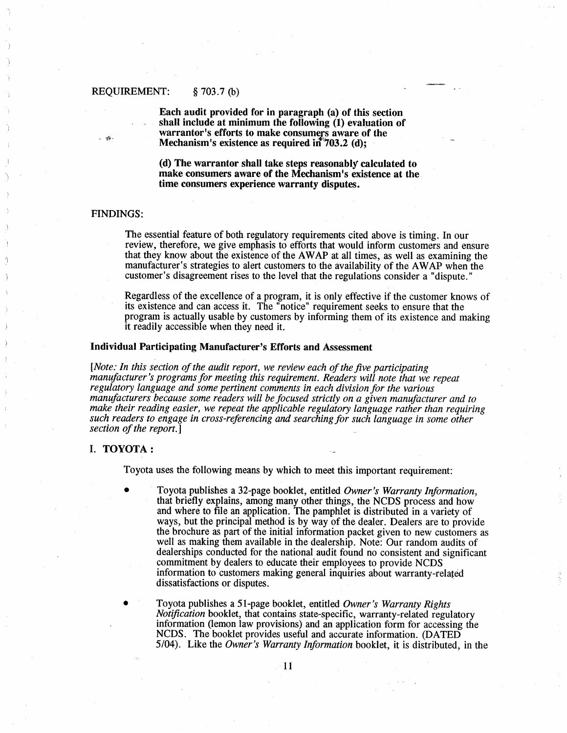REQUIREMENT: § 703.7 (b)

> **Each audit provided for in paragraph (a) of this section shall include at minimum the following (1) evaluation of warrantor's efforts to make consumers aware of the Mechanism's existence as required in 703.2 (d);**
>
> **(d) The warrantor shall take steps reasonably calculated to make consumers aware of the Mechanism's existence at the time consumers experience warranty disputes.**

FINDINGS:

The essential feature of both regulatory requirements cited above is timing. In our review, therefore, we give emphasis to efforts that would inform customers and ensure that they know about the existence of the AWAP at all times, as well as examining the manufacturer's strategies to alert customers to the availability of the AWAP when the customer's disagreement rises to the level that the regulations consider a "dispute."

Regardless of the excellence of a program, it is only effective if the customer knows of its existence and can access it. The "notice" requirement seeks to ensure that the program is actually usable by customers by informing them of its existence and making it readily accessible when they need it.

**Individual Participating Manufacturer's Efforts and Assessment**

*[Note: In this section of the audit report, we review each of the five participating manufacturer's programs for meeting this requirement. Readers will note that we repeat regulatory language and some pertinent comments in each division for the various manufacturers because some readers will be focused strictly on a given manufacturer and to make their reading easier, we repeat the applicable regulatory language rather than requiring such readers to engage in cross-referencing and searching for such language in some other section of the report.]*

**I. TOYOTA :**

Toyota uses the following means by which to meet this important requirement:

- Toyota publishes a 32-page booklet, entitled *Owner's Warranty Information*, that briefly explains, among many other things, the NCDS process and how and where to file an application. The pamphlet is distributed in a variety of ways, but the principal method is by way of the dealer. Dealers are to provide the brochure as part of the initial information packet given to new customers as well as making them available in the dealership. Note: Our random audits of dealerships conducted for the national audit found no consistent and significant commitment by dealers to educate their employees to provide NCDS information to customers making general inquiries about warranty-related dissatisfactions or disputes.

- Toyota publishes a 51-page booklet, entitled *Owner's Warranty Rights Notification* booklet, that contains state-specific, warranty-related regulatory information (lemon law provisions) and an application form for accessing the NCDS. The booklet provides useful and accurate information. (DATED 5/04). Like the *Owner's Warranty Information* booklet, it is distributed, in the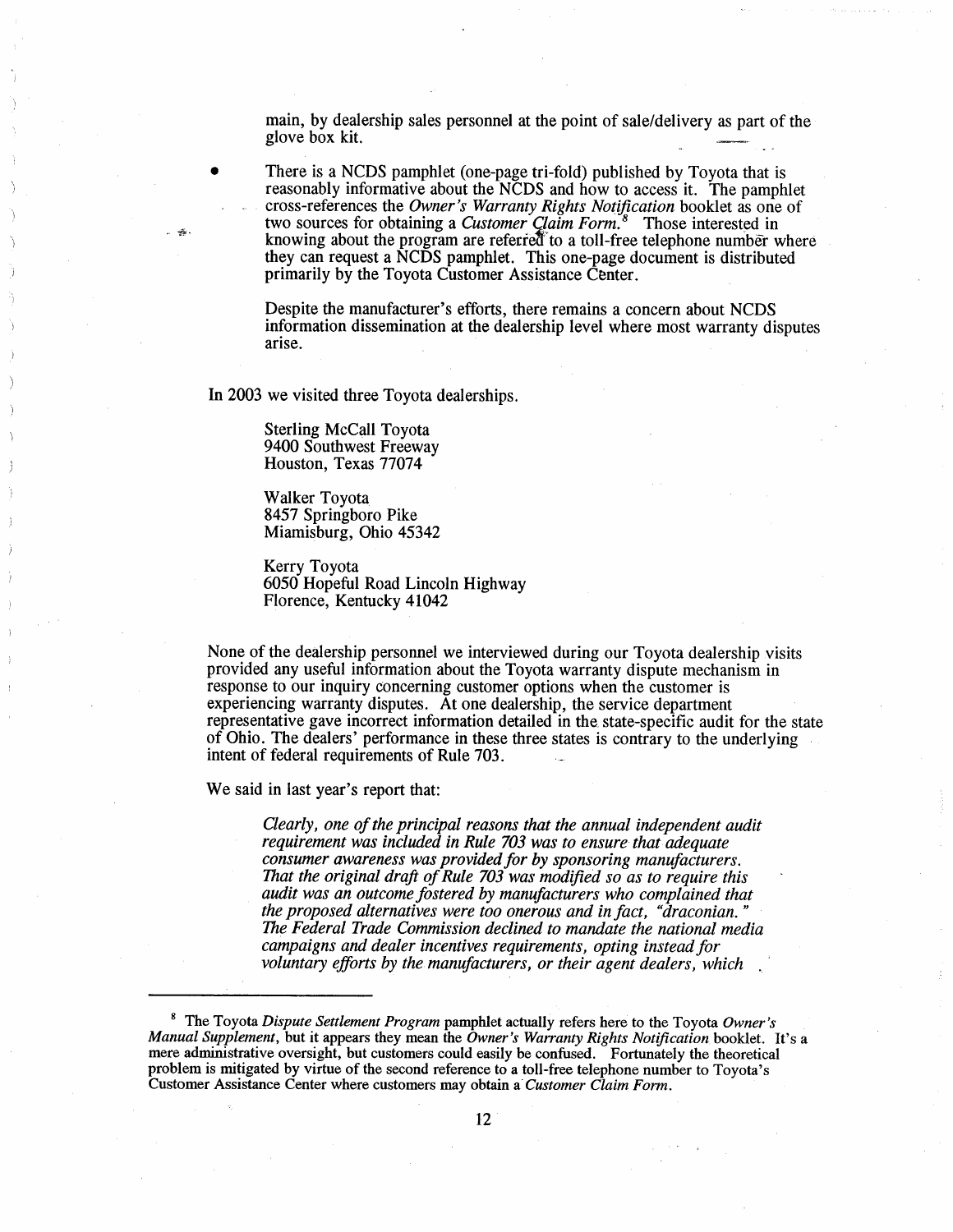main, by dealership sales personnel at the point of sale/delivery as part of the glove box kit.

- There is a NCDS pamphlet (one-page tri-fold) published by Toyota that is reasonably informative about the NCDS and how to access it. The pamphlet cross-references the *Owner's Warranty Rights Notification* booklet as one of two sources for obtaining a *Customer Claim Form.*[8] Those interested in knowing about the program are referred to a toll-free telephone number where they can request a NCDS pamphlet. This one-page document is distributed primarily by the Toyota Customer Assistance Center.

  Despite the manufacturer's efforts, there remains a concern about NCDS information dissemination at the dealership level where most warranty disputes arise.

In 2003 we visited three Toyota dealerships.

Sterling McCall Toyota
9400 Southwest Freeway
Houston, Texas 77074

Walker Toyota
8457 Springboro Pike
Miamisburg, Ohio 45342

Kerry Toyota
6050 Hopeful Road Lincoln Highway
Florence, Kentucky 41042

None of the dealership personnel we interviewed during our Toyota dealership visits provided any useful information about the Toyota warranty dispute mechanism in response to our inquiry concerning customer options when the customer is experiencing warranty disputes. At one dealership, the service department representative gave incorrect information detailed in the state-specific audit for the state of Ohio. The dealers' performance in these three states is contrary to the underlying intent of federal requirements of Rule 703.

We said in last year's report that:

> *Clearly, one of the principal reasons that the annual independent audit requirement was included in Rule 703 was to ensure that adequate consumer awareness was provided for by sponsoring manufacturers. That the original draft of Rule 703 was modified so as to require this audit was an outcome fostered by manufacturers who complained that the proposed alternatives were too onerous and in fact, "draconian." The Federal Trade Commission declined to mandate the national media campaigns and dealer incentives requirements, opting instead for voluntary efforts by the manufacturers, or their agent dealers, which*

---

[8] The Toyota *Dispute Settlement Program* pamphlet actually refers here to the Toyota *Owner's Manual Supplement*, but it appears they mean the *Owner's Warranty Rights Notification* booklet. It's a mere administrative oversight, but customers could easily be confused. Fortunately the theoretical problem is mitigated by virtue of the second reference to a toll-free telephone number to Toyota's Customer Assistance Center where customers may obtain a *Customer Claim Form*.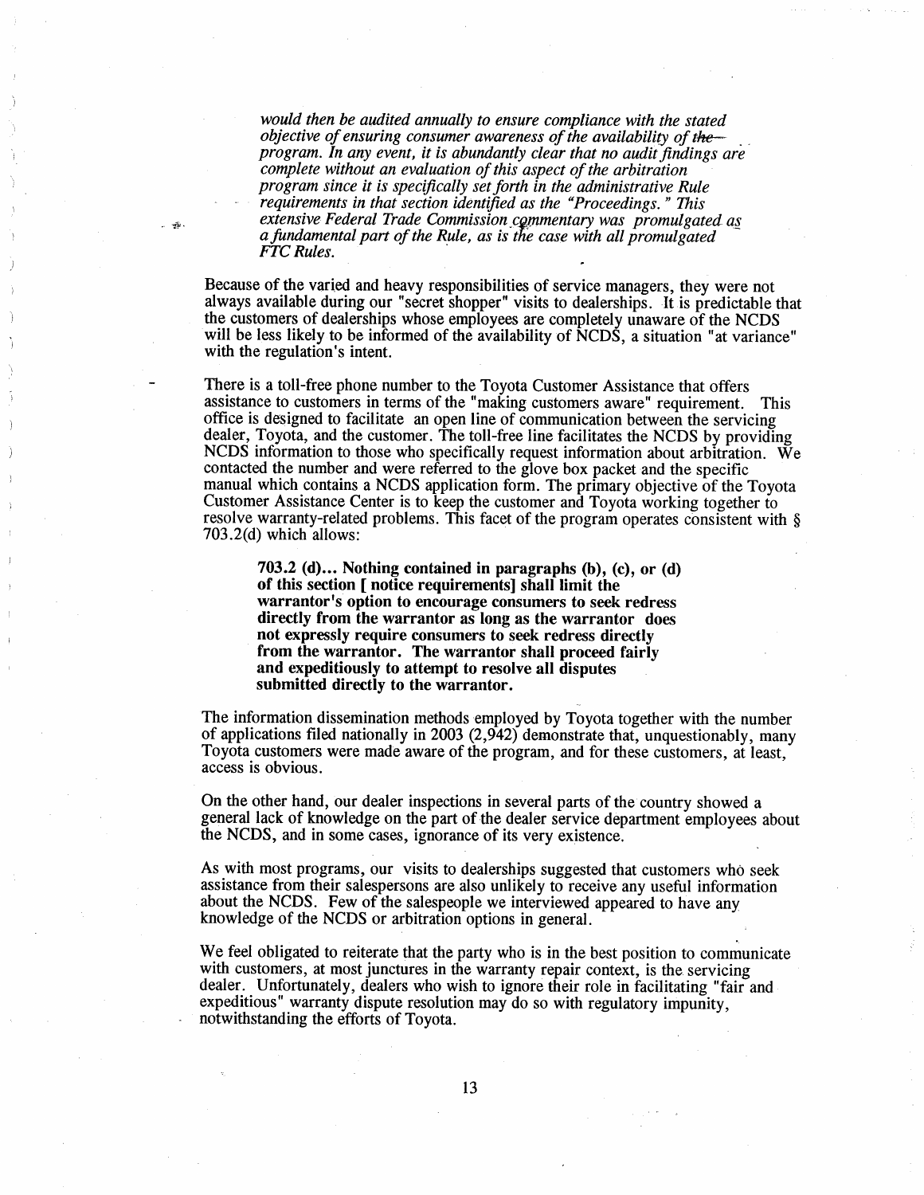> *would then be audited annually to ensure compliance with the stated objective of ensuring consumer awareness of the availability of the program. In any event, it is abundantly clear that no audit findings are complete without an evaluation of this aspect of the arbitration program since it is specifically set forth in the administrative Rule requirements in that section identified as the "Proceedings." This extensive Federal Trade Commission commentary was promulgated as a fundamental part of the Rule, as is the case with all promulgated FTC Rules.*

Because of the varied and heavy responsibilities of service managers, they were not always available during our "secret shopper" visits to dealerships. It is predictable that the customers of dealerships whose employees are completely unaware of the NCDS will be less likely to be informed of the availability of NCDS, a situation "at variance" with the regulation's intent.

There is a toll-free phone number to the Toyota Customer Assistance that offers assistance to customers in terms of the "making customers aware" requirement. This office is designed to facilitate an open line of communication between the servicing dealer, Toyota, and the customer. The toll-free line facilitates the NCDS by providing NCDS information to those who specifically request information about arbitration. We contacted the number and were referred to the glove box packet and the specific manual which contains a NCDS application form. The primary objective of the Toyota Customer Assistance Center is to keep the customer and Toyota working together to resolve warranty-related problems. This facet of the program operates consistent with § 703.2(d) which allows:

> **703.2 (d)... Nothing contained in paragraphs (b), (c), or (d) of this section [ notice requirements] shall limit the warrantor's option to encourage consumers to seek redress directly from the warrantor as long as the warrantor does not expressly require consumers to seek redress directly from the warrantor. The warrantor shall proceed fairly and expeditiously to attempt to resolve all disputes submitted directly to the warrantor.**

The information dissemination methods employed by Toyota together with the number of applications filed nationally in 2003 (2,942) demonstrate that, unquestionably, many Toyota customers were made aware of the program, and for these customers, at least, access is obvious.

On the other hand, our dealer inspections in several parts of the country showed a general lack of knowledge on the part of the dealer service department employees about the NCDS, and in some cases, ignorance of its very existence.

As with most programs, our visits to dealerships suggested that customers who seek assistance from their salespersons are also unlikely to receive any useful information about the NCDS. Few of the salespeople we interviewed appeared to have any knowledge of the NCDS or arbitration options in general.

We feel obligated to reiterate that the party who is in the best position to communicate with customers, at most junctures in the warranty repair context, is the servicing dealer. Unfortunately, dealers who wish to ignore their role in facilitating "fair and expeditious" warranty dispute resolution may do so with regulatory impunity, notwithstanding the efforts of Toyota.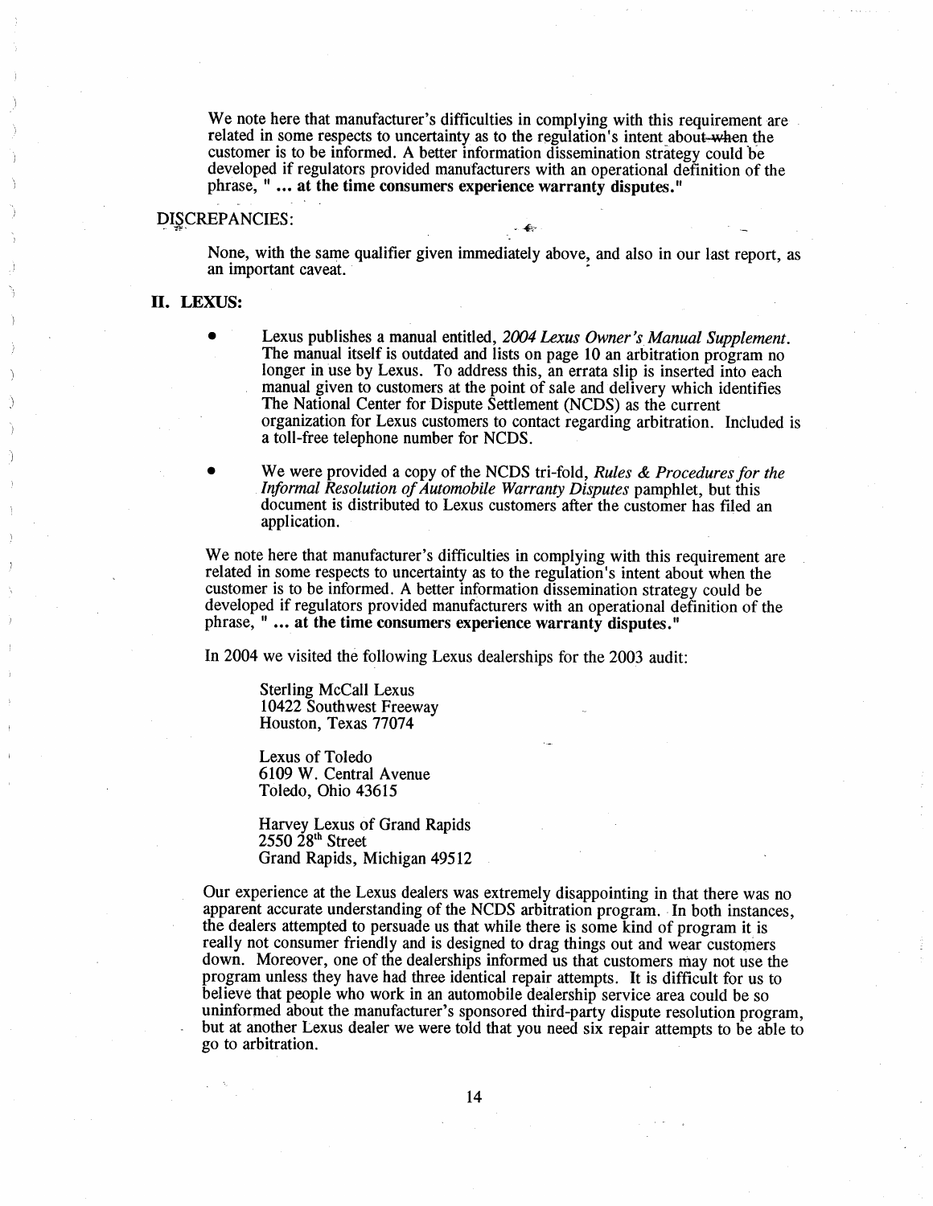We note here that manufacturer's difficulties in complying with this requirement are related in some respects to uncertainty as to the regulation's intent about when the customer is to be informed. A better information dissemination strategy could be developed if regulators provided manufacturers with an operational definition of the phrase, " **... at the time consumers experience warranty disputes.**"

DISCREPANCIES:

None, with the same qualifier given immediately above, and also in our last report, as an important caveat.

## II. LEXUS:

- Lexus publishes a manual entitled, *2004 Lexus Owner's Manual Supplement*. The manual itself is outdated and lists on page 10 an arbitration program no longer in use by Lexus. To address this, an errata slip is inserted into each manual given to customers at the point of sale and delivery which identifies The National Center for Dispute Settlement (NCDS) as the current organization for Lexus customers to contact regarding arbitration. Included is a toll-free telephone number for NCDS.
- We were provided a copy of the NCDS tri-fold, *Rules & Procedures for the Informal Resolution of Automobile Warranty Disputes* pamphlet, but this document is distributed to Lexus customers after the customer has filed an application.

We note here that manufacturer's difficulties in complying with this requirement are related in some respects to uncertainty as to the regulation's intent about when the customer is to be informed. A better information dissemination strategy could be developed if regulators provided manufacturers with an operational definition of the phrase, " **... at the time consumers experience warranty disputes.**"

In 2004 we visited the following Lexus dealerships for the 2003 audit:

Sterling McCall Lexus
10422 Southwest Freeway
Houston, Texas 77074

Lexus of Toledo
6109 W. Central Avenue
Toledo, Ohio 43615

Harvey Lexus of Grand Rapids
2550 28th Street
Grand Rapids, Michigan 49512

Our experience at the Lexus dealers was extremely disappointing in that there was no apparent accurate understanding of the NCDS arbitration program. In both instances, the dealers attempted to persuade us that while there is some kind of program it is really not consumer friendly and is designed to drag things out and wear customers down. Moreover, one of the dealerships informed us that customers may not use the program unless they have had three identical repair attempts. It is difficult for us to believe that people who work in an automobile dealership service area could be so uninformed about the manufacturer's sponsored third-party dispute resolution program, but at another Lexus dealer we were told that you need six repair attempts to be able to go to arbitration.